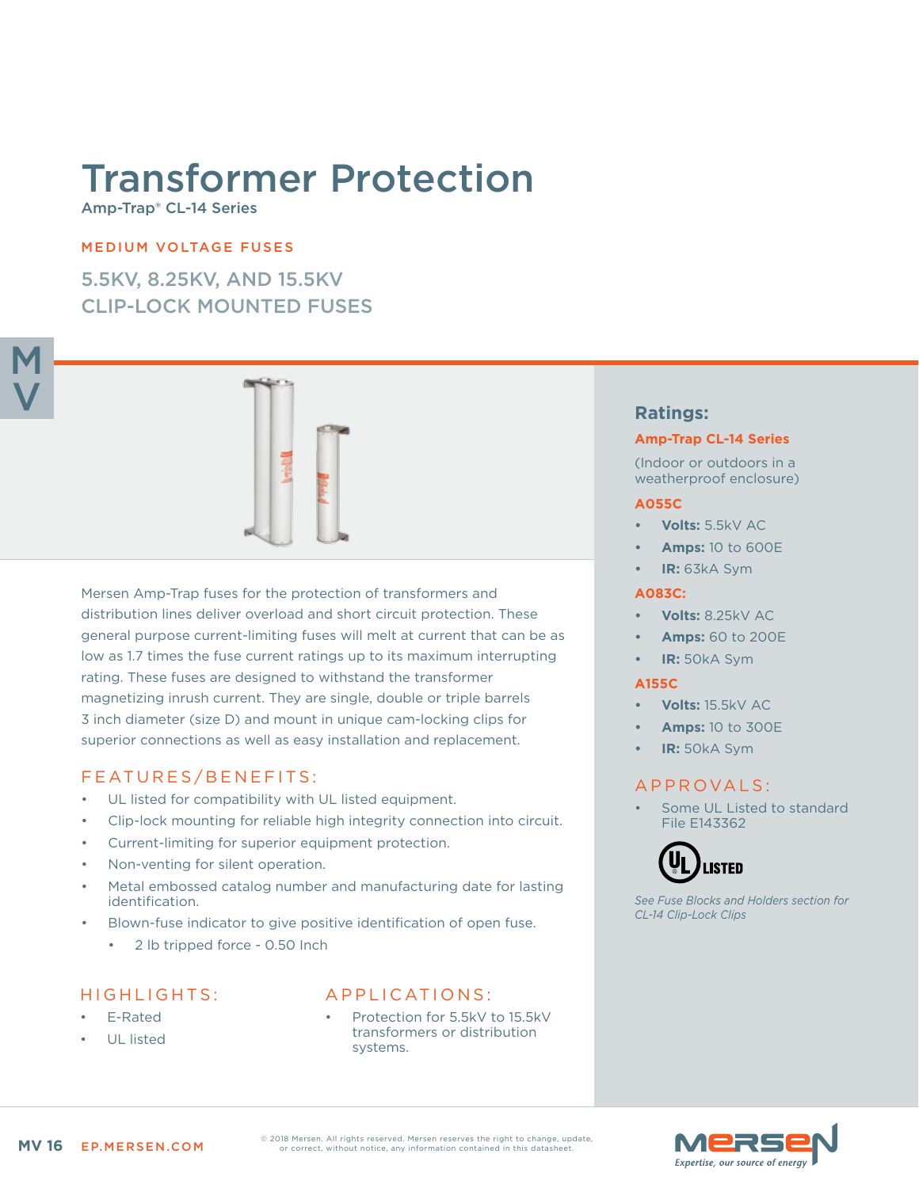# Transformer Protection

Amp-Trap® CL-14 Series

MEDIUM VOLTAGE FUSES

## 5.5KV, 8.25KV, AND 15.5KV CLIP-LOCK MOUNTED FUSES

Mersen Amp-Trap fuses for the protection of transformers and distribution lines deliver overload and short circuit protection. These general purpose current-limiting fuses will melt at current that can be as low as 1.7 times the fuse current ratings up to its maximum interrupting rating. These fuses are designed to withstand the transformer magnetizing inrush current. They are single, double or triple barrels 3 inch diameter (size D) and mount in unique cam-locking clips for superior connections as well as easy installation and replacement.

## FEATURES/BENEFITS:

- UL listed for compatibility with UL listed equipment.
- Clip-lock mounting for reliable high integrity connection into circuit.
- Current-limiting for superior equipment protection.
- Non-venting for silent operation.
- Metal embossed catalog number and manufacturing date for lasting identification.
- Blown-fuse indicator to give positive identification of open fuse.
  - 2 lb tripped force - 0.50 Inch

## HIGHLIGHTS:

- E-Rated
- UL listed

## APPLICATIONS:

- Protection for 5.5kV to 15.5kV transformers or distribution systems.

## Ratings:

### Amp-Trap CL-14 Series

(Indoor or outdoors in a weatherproof enclosure)

### A055C

- **Volts:** 5.5kV AC
- **Amps:** 10 to 600E
- **IR:** 63kA Sym

### A083C:

- **Volts:** 8.25kV AC
- **Amps:** 60 to 200E
- **IR:** 50kA Sym

### A155C

- **Volts:** 15.5kV AC
- **Amps:** 10 to 300E
- **IR:** 50kA Sym

## APPROVALS:

- Some UL Listed to standard File E143362

UL LISTED

*See Fuse Blocks and Holders section for CL-14 Clip-Lock Clips*

© 2018 Mersen. All rights reserved. Mersen reserves the right to change, update, or correct, without notice, any information contained in this datasheet.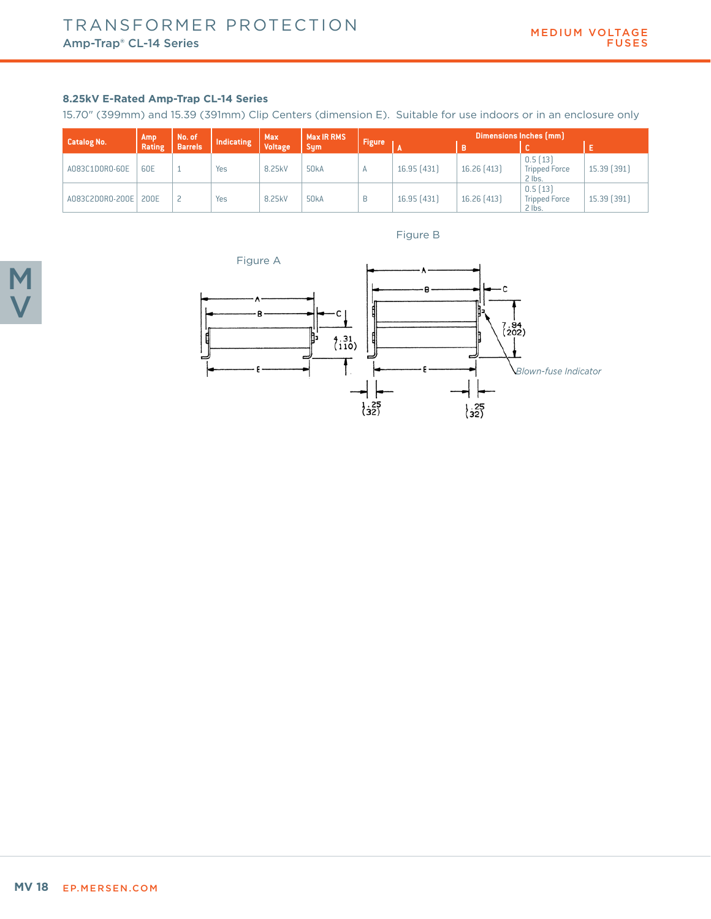### 8.25kV E-Rated Amp-Trap CL-14 Series

15.70" (399mm) and 15.39 (391mm) Clip Centers (dimension E). Suitable for use indoors or in an enclosure only

| Catalog No. | Amp Rating | No. of Barrels | Indicating | Max Voltage | Max IR RMS Sym | Figure | Dimensions Inches (mm) | | | |
|---|---|---|---|---|---|---|---|---|---|---|
| | | | | | | | A | B | C | E |
| A083C1D0R0-60E | 60E | 1 | Yes | 8.25kV | 50kA | A | 16.95 (431) | 16.26 (413) | 0.5 (13) Tripped Force 2 lbs. | 15.39 (391) |
| A083C2D0R0-200E | 200E | 2 | Yes | 8.25kV | 50kA | B | 16.95 (431) | 16.26 (413) | 0.5 (13) Tripped Force 2 lbs. | 15.39 (391) |

Figure A

A
B
C
4.31
(110)
E
1.25
(32)

Figure B

A
B
C
7.94
(202)
E
Blown-fuse Indicator
1.25
(32)